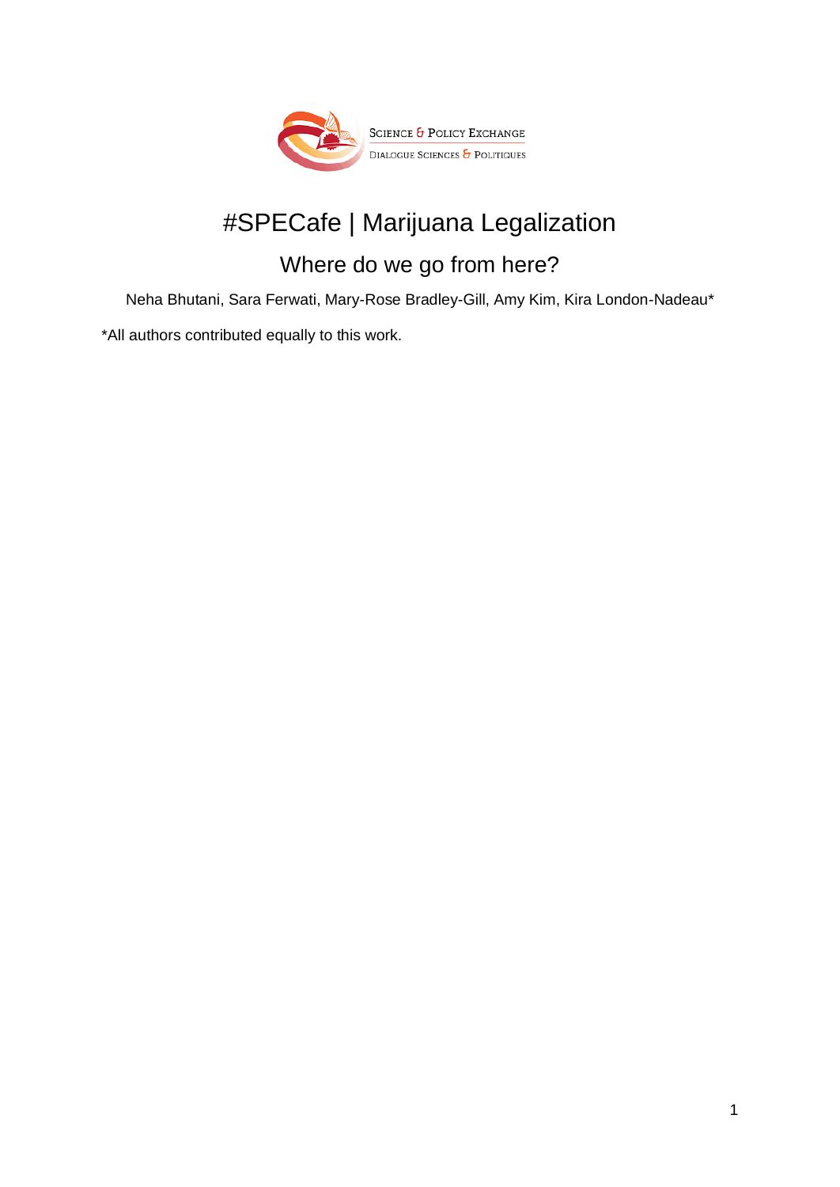SCIENCE & POLICY EXCHANGE
DIALOGUE SCIENCES & POLITIQUES

# #SPECafe | Marijuana Legalization

## Where do we go from here?

Neha Bhutani, Sara Ferwati, Mary-Rose Bradley-Gill, Amy Kim, Kira London-Nadeau*

*All authors contributed equally to this work.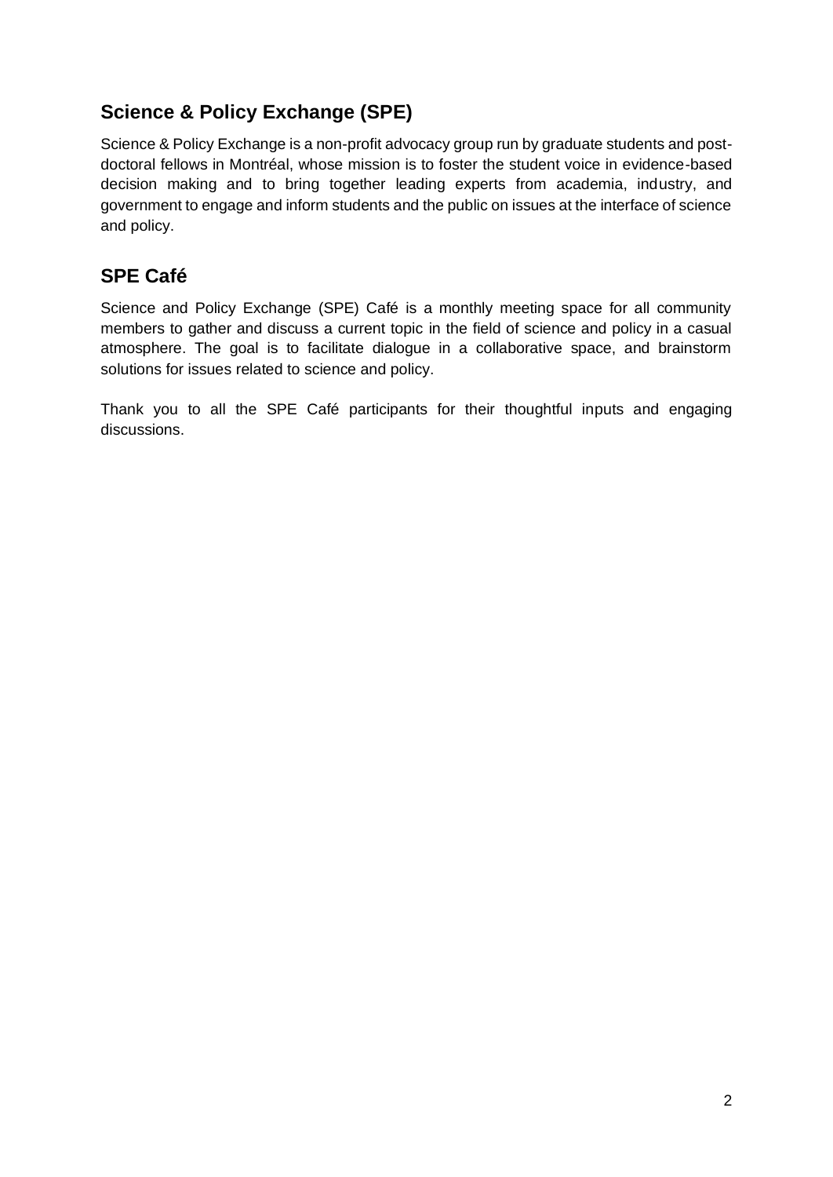## Science & Policy Exchange (SPE)

Science & Policy Exchange is a non-profit advocacy group run by graduate students and post-doctoral fellows in Montréal, whose mission is to foster the student voice in evidence-based decision making and to bring together leading experts from academia, industry, and government to engage and inform students and the public on issues at the interface of science and policy.

## SPE Café

Science and Policy Exchange (SPE) Café is a monthly meeting space for all community members to gather and discuss a current topic in the field of science and policy in a casual atmosphere. The goal is to facilitate dialogue in a collaborative space, and brainstorm solutions for issues related to science and policy.

Thank you to all the SPE Café participants for their thoughtful inputs and engaging discussions.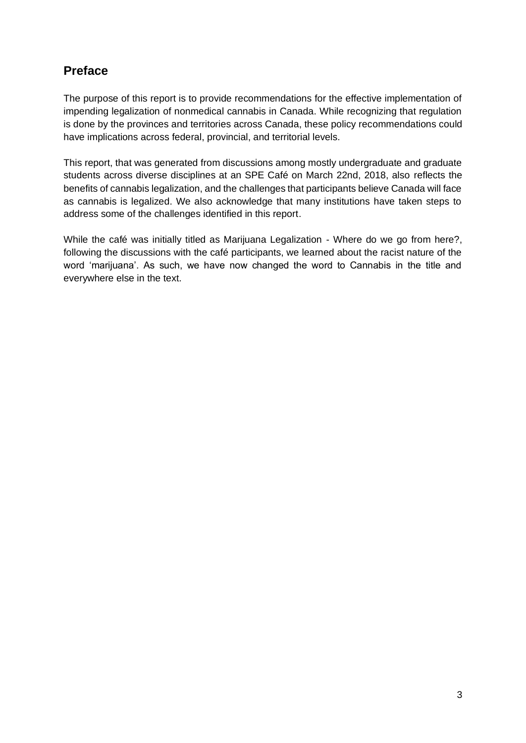## Preface

The purpose of this report is to provide recommendations for the effective implementation of impending legalization of nonmedical cannabis in Canada. While recognizing that regulation is done by the provinces and territories across Canada, these policy recommendations could have implications across federal, provincial, and territorial levels.

This report, that was generated from discussions among mostly undergraduate and graduate students across diverse disciplines at an SPE Café on March 22nd, 2018, also reflects the benefits of cannabis legalization, and the challenges that participants believe Canada will face as cannabis is legalized. We also acknowledge that many institutions have taken steps to address some of the challenges identified in this report.

While the café was initially titled as Marijuana Legalization - Where do we go from here?, following the discussions with the café participants, we learned about the racist nature of the word 'marijuana'. As such, we have now changed the word to Cannabis in the title and everywhere else in the text.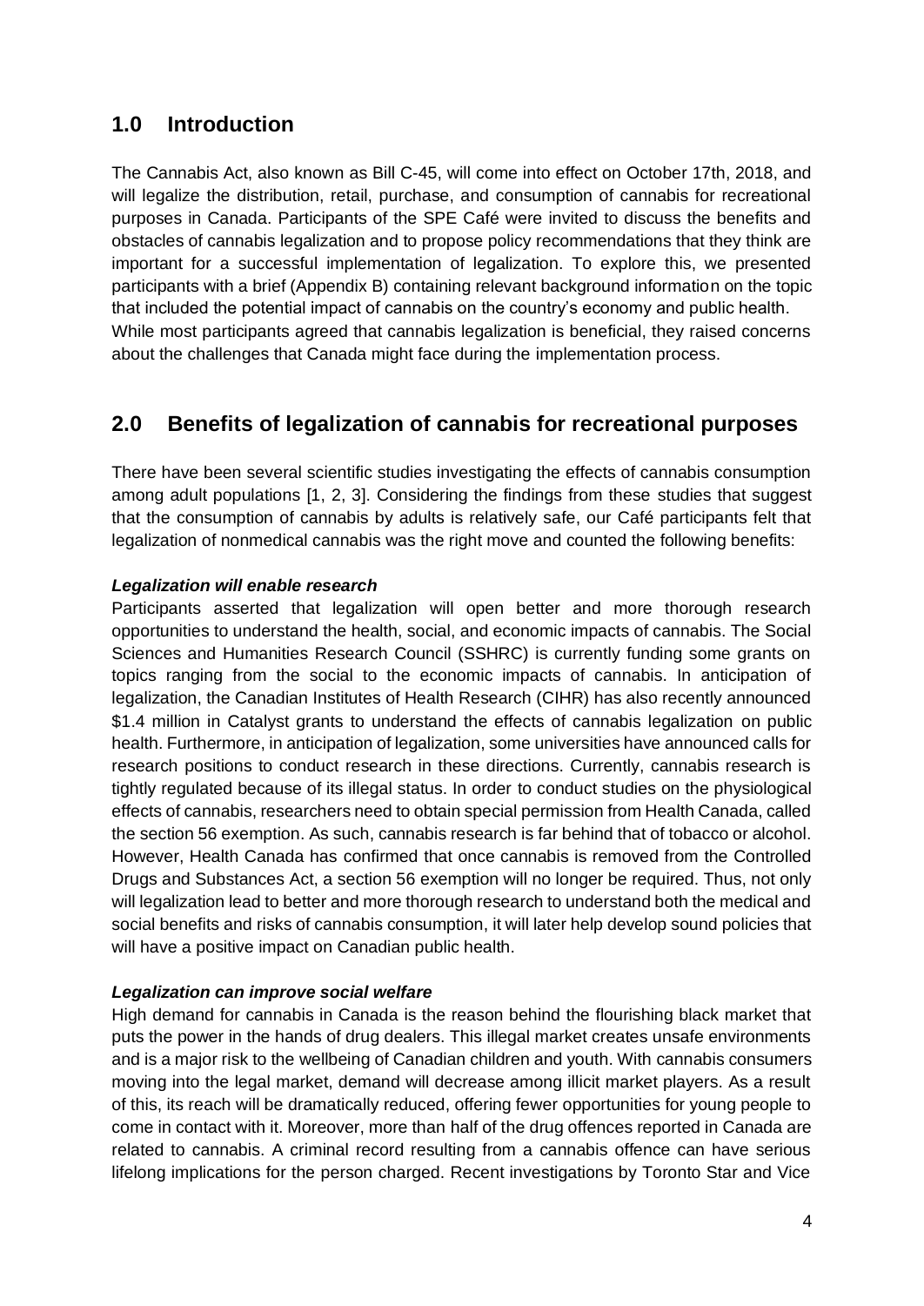## 1.0 Introduction

The Cannabis Act, also known as Bill C-45, will come into effect on October 17th, 2018, and will legalize the distribution, retail, purchase, and consumption of cannabis for recreational purposes in Canada. Participants of the SPE Café were invited to discuss the benefits and obstacles of cannabis legalization and to propose policy recommendations that they think are important for a successful implementation of legalization. To explore this, we presented participants with a brief (Appendix B) containing relevant background information on the topic that included the potential impact of cannabis on the country's economy and public health. While most participants agreed that cannabis legalization is beneficial, they raised concerns about the challenges that Canada might face during the implementation process.

## 2.0 Benefits of legalization of cannabis for recreational purposes

There have been several scientific studies investigating the effects of cannabis consumption among adult populations [1, 2, 3]. Considering the findings from these studies that suggest that the consumption of cannabis by adults is relatively safe, our Café participants felt that legalization of nonmedical cannabis was the right move and counted the following benefits:

***Legalization will enable research***

Participants asserted that legalization will open better and more thorough research opportunities to understand the health, social, and economic impacts of cannabis. The Social Sciences and Humanities Research Council (SSHRC) is currently funding some grants on topics ranging from the social to the economic impacts of cannabis. In anticipation of legalization, the Canadian Institutes of Health Research (CIHR) has also recently announced $1.4 million in Catalyst grants to understand the effects of cannabis legalization on public health. Furthermore, in anticipation of legalization, some universities have announced calls for research positions to conduct research in these directions. Currently, cannabis research is tightly regulated because of its illegal status. In order to conduct studies on the physiological effects of cannabis, researchers need to obtain special permission from Health Canada, called the section 56 exemption. As such, cannabis research is far behind that of tobacco or alcohol. However, Health Canada has confirmed that once cannabis is removed from the Controlled Drugs and Substances Act, a section 56 exemption will no longer be required. Thus, not only will legalization lead to better and more thorough research to understand both the medical and social benefits and risks of cannabis consumption, it will later help develop sound policies that will have a positive impact on Canadian public health.

***Legalization can improve social welfare***

High demand for cannabis in Canada is the reason behind the flourishing black market that puts the power in the hands of drug dealers. This illegal market creates unsafe environments and is a major risk to the wellbeing of Canadian children and youth. With cannabis consumers moving into the legal market, demand will decrease among illicit market players. As a result of this, its reach will be dramatically reduced, offering fewer opportunities for young people to come in contact with it. Moreover, more than half of the drug offences reported in Canada are related to cannabis. A criminal record resulting from a cannabis offence can have serious lifelong implications for the person charged. Recent investigations by Toronto Star and Vice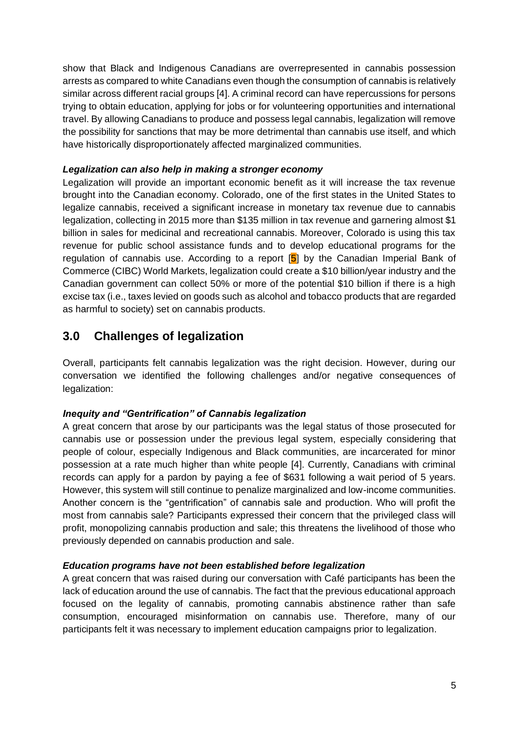show that Black and Indigenous Canadians are overrepresented in cannabis possession arrests as compared to white Canadians even though the consumption of cannabis is relatively similar across different racial groups [4]. A criminal record can have repercussions for persons trying to obtain education, applying for jobs or for volunteering opportunities and international travel. By allowing Canadians to produce and possess legal cannabis, legalization will remove the possibility for sanctions that may be more detrimental than cannabis use itself, and which have historically disproportionately affected marginalized communities.

***Legalization can also help in making a stronger economy***

Legalization will provide an important economic benefit as it will increase the tax revenue brought into the Canadian economy. Colorado, one of the first states in the United States to legalize cannabis, received a significant increase in monetary tax revenue due to cannabis legalization, collecting in 2015 more than $135 million in tax revenue and garnering almost $1 billion in sales for medicinal and recreational cannabis. Moreover, Colorado is using this tax revenue for public school assistance funds and to develop educational programs for the regulation of cannabis use. According to a report [5] by the Canadian Imperial Bank of Commerce (CIBC) World Markets, legalization could create a $10 billion/year industry and the Canadian government can collect 50% or more of the potential $10 billion if there is a high excise tax (i.e., taxes levied on goods such as alcohol and tobacco products that are regarded as harmful to society) set on cannabis products.

## 3.0 Challenges of legalization

Overall, participants felt cannabis legalization was the right decision. However, during our conversation we identified the following challenges and/or negative consequences of legalization:

***Inequity and "Gentrification" of Cannabis legalization***

A great concern that arose by our participants was the legal status of those prosecuted for cannabis use or possession under the previous legal system, especially considering that people of colour, especially Indigenous and Black communities, are incarcerated for minor possession at a rate much higher than white people [4]. Currently, Canadians with criminal records can apply for a pardon by paying a fee of $631 following a wait period of 5 years. However, this system will still continue to penalize marginalized and low-income communities. Another concern is the "gentrification" of cannabis sale and production. Who will profit the most from cannabis sale? Participants expressed their concern that the privileged class will profit, monopolizing cannabis production and sale; this threatens the livelihood of those who previously depended on cannabis production and sale.

***Education programs have not been established before legalization***

A great concern that was raised during our conversation with Café participants has been the lack of education around the use of cannabis. The fact that the previous educational approach focused on the legality of cannabis, promoting cannabis abstinence rather than safe consumption, encouraged misinformation on cannabis use. Therefore, many of our participants felt it was necessary to implement education campaigns prior to legalization.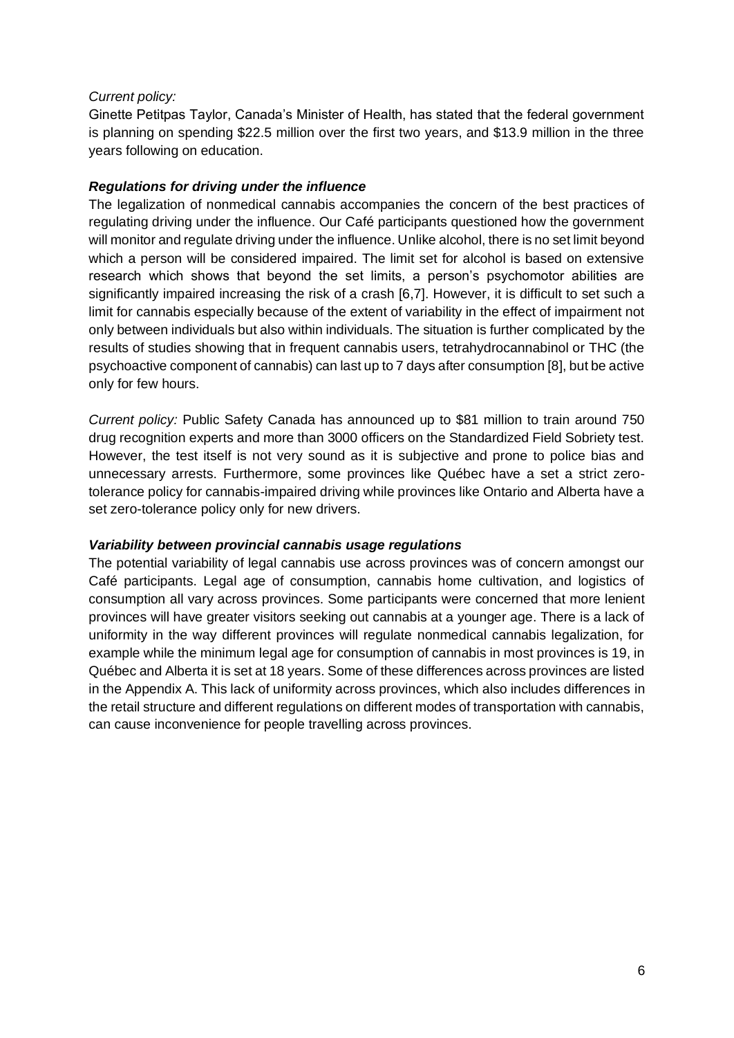*Current policy:*
Ginette Petitpas Taylor, Canada's Minister of Health, has stated that the federal government is planning on spending $22.5 million over the first two years, and $13.9 million in the three years following on education.

***Regulations for driving under the influence***

The legalization of nonmedical cannabis accompanies the concern of the best practices of regulating driving under the influence. Our Café participants questioned how the government will monitor and regulate driving under the influence. Unlike alcohol, there is no set limit beyond which a person will be considered impaired. The limit set for alcohol is based on extensive research which shows that beyond the set limits, a person's psychomotor abilities are significantly impaired increasing the risk of a crash [6,7]. However, it is difficult to set such a limit for cannabis especially because of the extent of variability in the effect of impairment not only between individuals but also within individuals. The situation is further complicated by the results of studies showing that in frequent cannabis users, tetrahydrocannabinol or THC (the psychoactive component of cannabis) can last up to 7 days after consumption [8], but be active only for few hours.

*Current policy:* Public Safety Canada has announced up to $81 million to train around 750 drug recognition experts and more than 3000 officers on the Standardized Field Sobriety test. However, the test itself is not very sound as it is subjective and prone to police bias and unnecessary arrests. Furthermore, some provinces like Québec have a set a strict zero-tolerance policy for cannabis-impaired driving while provinces like Ontario and Alberta have a set zero-tolerance policy only for new drivers.

***Variability between provincial cannabis usage regulations***

The potential variability of legal cannabis use across provinces was of concern amongst our Café participants. Legal age of consumption, cannabis home cultivation, and logistics of consumption all vary across provinces. Some participants were concerned that more lenient provinces will have greater visitors seeking out cannabis at a younger age. There is a lack of uniformity in the way different provinces will regulate nonmedical cannabis legalization, for example while the minimum legal age for consumption of cannabis in most provinces is 19, in Québec and Alberta it is set at 18 years. Some of these differences across provinces are listed in the Appendix A. This lack of uniformity across provinces, which also includes differences in the retail structure and different regulations on different modes of transportation with cannabis, can cause inconvenience for people travelling across provinces.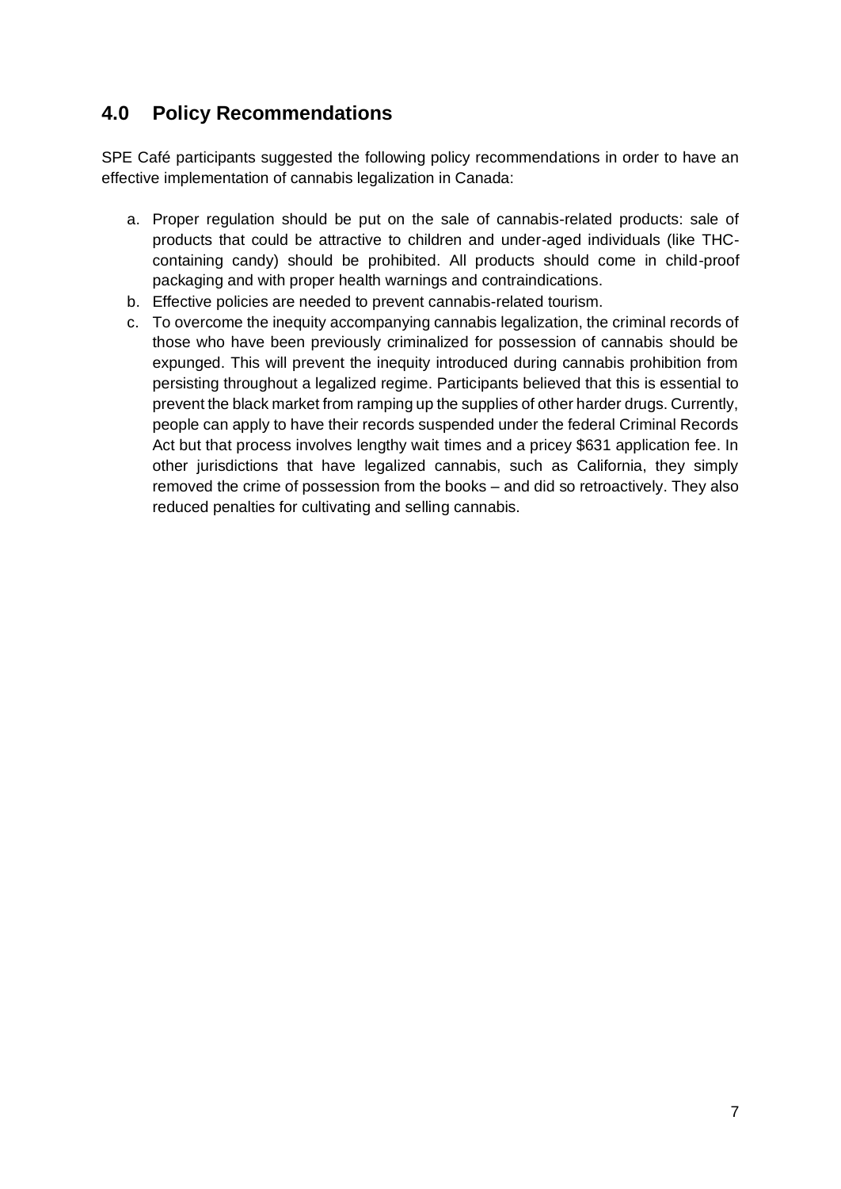## 4.0 Policy Recommendations

SPE Café participants suggested the following policy recommendations in order to have an effective implementation of cannabis legalization in Canada:

a. Proper regulation should be put on the sale of cannabis-related products: sale of products that could be attractive to children and under-aged individuals (like THC-containing candy) should be prohibited. All products should come in child-proof packaging and with proper health warnings and contraindications.
b. Effective policies are needed to prevent cannabis-related tourism.
c. To overcome the inequity accompanying cannabis legalization, the criminal records of those who have been previously criminalized for possession of cannabis should be expunged. This will prevent the inequity introduced during cannabis prohibition from persisting throughout a legalized regime. Participants believed that this is essential to prevent the black market from ramping up the supplies of other harder drugs. Currently, people can apply to have their records suspended under the federal Criminal Records Act but that process involves lengthy wait times and a pricey $631 application fee. In other jurisdictions that have legalized cannabis, such as California, they simply removed the crime of possession from the books – and did so retroactively. They also reduced penalties for cultivating and selling cannabis.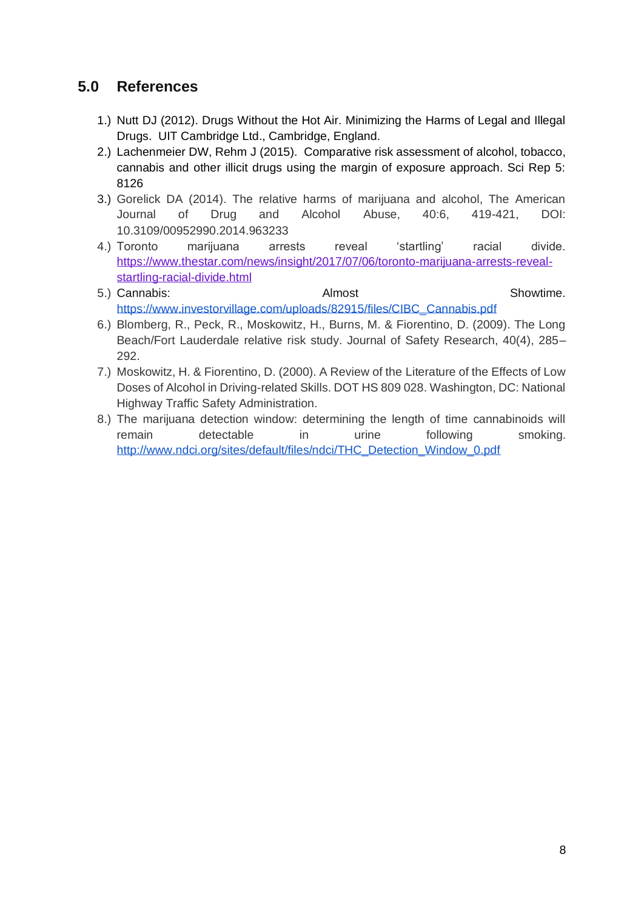## 5.0 References

1.) Nutt DJ (2012). Drugs Without the Hot Air. Minimizing the Harms of Legal and Illegal Drugs. UIT Cambridge Ltd., Cambridge, England.
2.) Lachenmeier DW, Rehm J (2015). Comparative risk assessment of alcohol, tobacco, cannabis and other illicit drugs using the margin of exposure approach. Sci Rep 5: 8126
3.) Gorelick DA (2014). The relative harms of marijuana and alcohol, The American Journal of Drug and Alcohol Abuse, 40:6, 419-421, DOI: 10.3109/00952990.2014.963233
4.) Toronto marijuana arrests reveal 'startling' racial divide. https://www.thestar.com/news/insight/2017/07/06/toronto-marijuana-arrests-reveal-startling-racial-divide.html
5.) Cannabis: Almost Showtime. https://www.investorvillage.com/uploads/82915/files/CIBC_Cannabis.pdf
6.) Blomberg, R., Peck, R., Moskowitz, H., Burns, M. & Fiorentino, D. (2009). The Long Beach/Fort Lauderdale relative risk study. Journal of Safety Research, 40(4), 285–292.
7.) Moskowitz, H. & Fiorentino, D. (2000). A Review of the Literature of the Effects of Low Doses of Alcohol in Driving-related Skills. DOT HS 809 028. Washington, DC: National Highway Traffic Safety Administration.
8.) The marijuana detection window: determining the length of time cannabinoids will remain detectable in urine following smoking. http://www.ndci.org/sites/default/files/ndci/THC_Detection_Window_0.pdf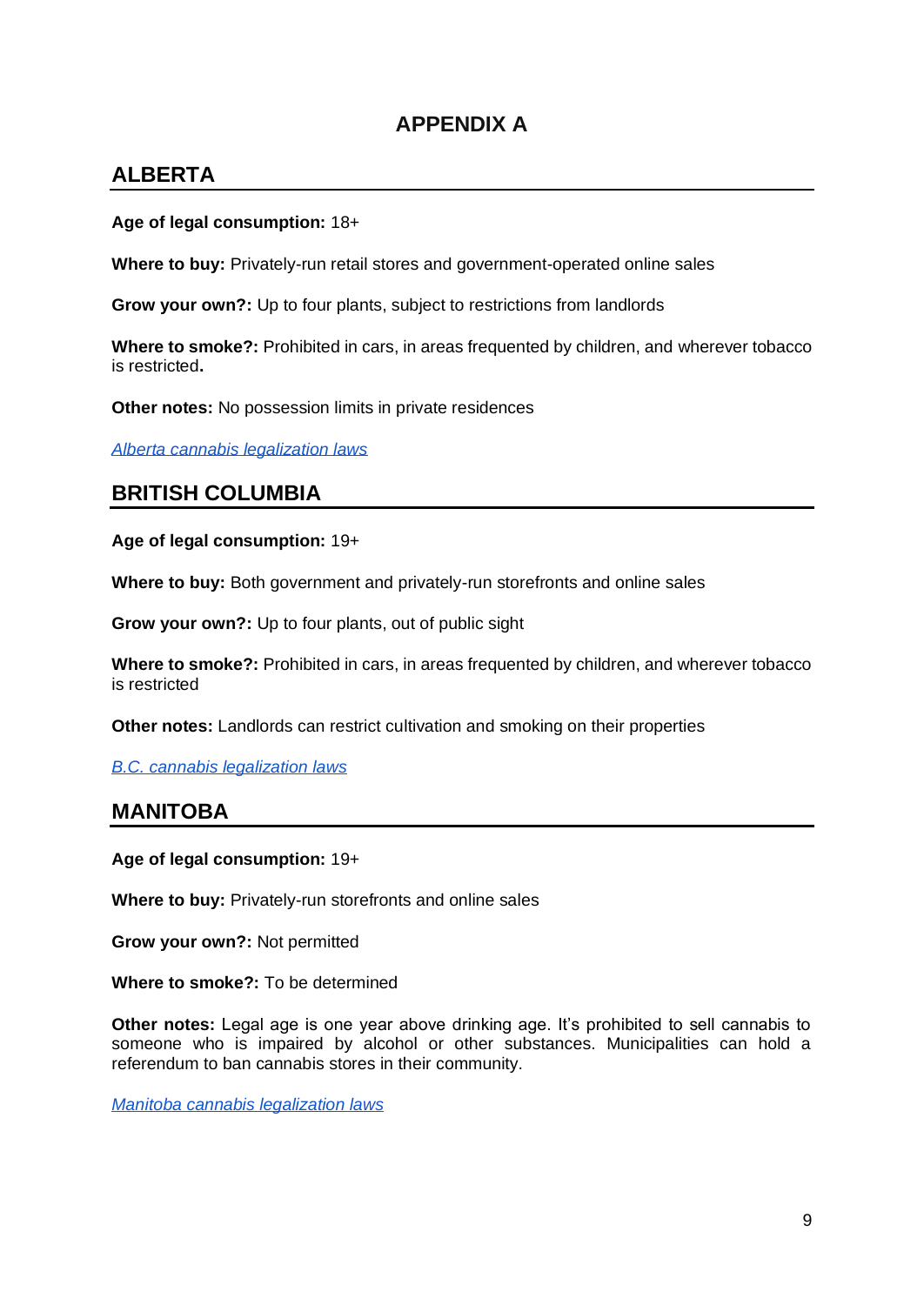# APPENDIX A

## ALBERTA

**Age of legal consumption:** 18+

**Where to buy:** Privately-run retail stores and government-operated online sales

**Grow your own?:** Up to four plants, subject to restrictions from landlords

**Where to smoke?:** Prohibited in cars, in areas frequented by children, and wherever tobacco is restricted**.**

**Other notes:** No possession limits in private residences

*Alberta cannabis legalization laws*

## BRITISH COLUMBIA

**Age of legal consumption:** 19+

**Where to buy:** Both government and privately-run storefronts and online sales

**Grow your own?:** Up to four plants, out of public sight

**Where to smoke?:** Prohibited in cars, in areas frequented by children, and wherever tobacco is restricted

**Other notes:** Landlords can restrict cultivation and smoking on their properties

*B.C. cannabis legalization laws*

## MANITOBA

**Age of legal consumption:** 19+

**Where to buy:** Privately-run storefronts and online sales

**Grow your own?:** Not permitted

**Where to smoke?:** To be determined

**Other notes:** Legal age is one year above drinking age. It's prohibited to sell cannabis to someone who is impaired by alcohol or other substances. Municipalities can hold a referendum to ban cannabis stores in their community.

*Manitoba cannabis legalization laws*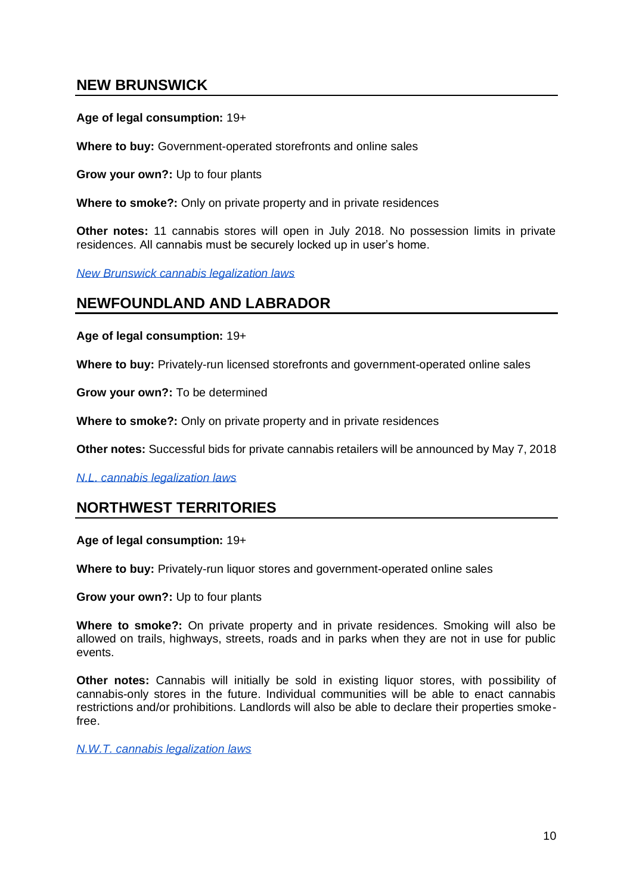## NEW BRUNSWICK

**Age of legal consumption:** 19+

**Where to buy:** Government-operated storefronts and online sales

**Grow your own?:** Up to four plants

**Where to smoke?:** Only on private property and in private residences

**Other notes:** 11 cannabis stores will open in July 2018. No possession limits in private residences. All cannabis must be securely locked up in user's home.

*New Brunswick cannabis legalization laws*

## NEWFOUNDLAND AND LABRADOR

**Age of legal consumption:** 19+

**Where to buy:** Privately-run licensed storefronts and government-operated online sales

**Grow your own?:** To be determined

**Where to smoke?:** Only on private property and in private residences

**Other notes:** Successful bids for private cannabis retailers will be announced by May 7, 2018

*N.L. cannabis legalization laws*

## NORTHWEST TERRITORIES

**Age of legal consumption:** 19+

**Where to buy:** Privately-run liquor stores and government-operated online sales

**Grow your own?:** Up to four plants

**Where to smoke?:** On private property and in private residences. Smoking will also be allowed on trails, highways, streets, roads and in parks when they are not in use for public events.

**Other notes:** Cannabis will initially be sold in existing liquor stores, with possibility of cannabis-only stores in the future. Individual communities will be able to enact cannabis restrictions and/or prohibitions. Landlords will also be able to declare their properties smoke-free.

*N.W.T. cannabis legalization laws*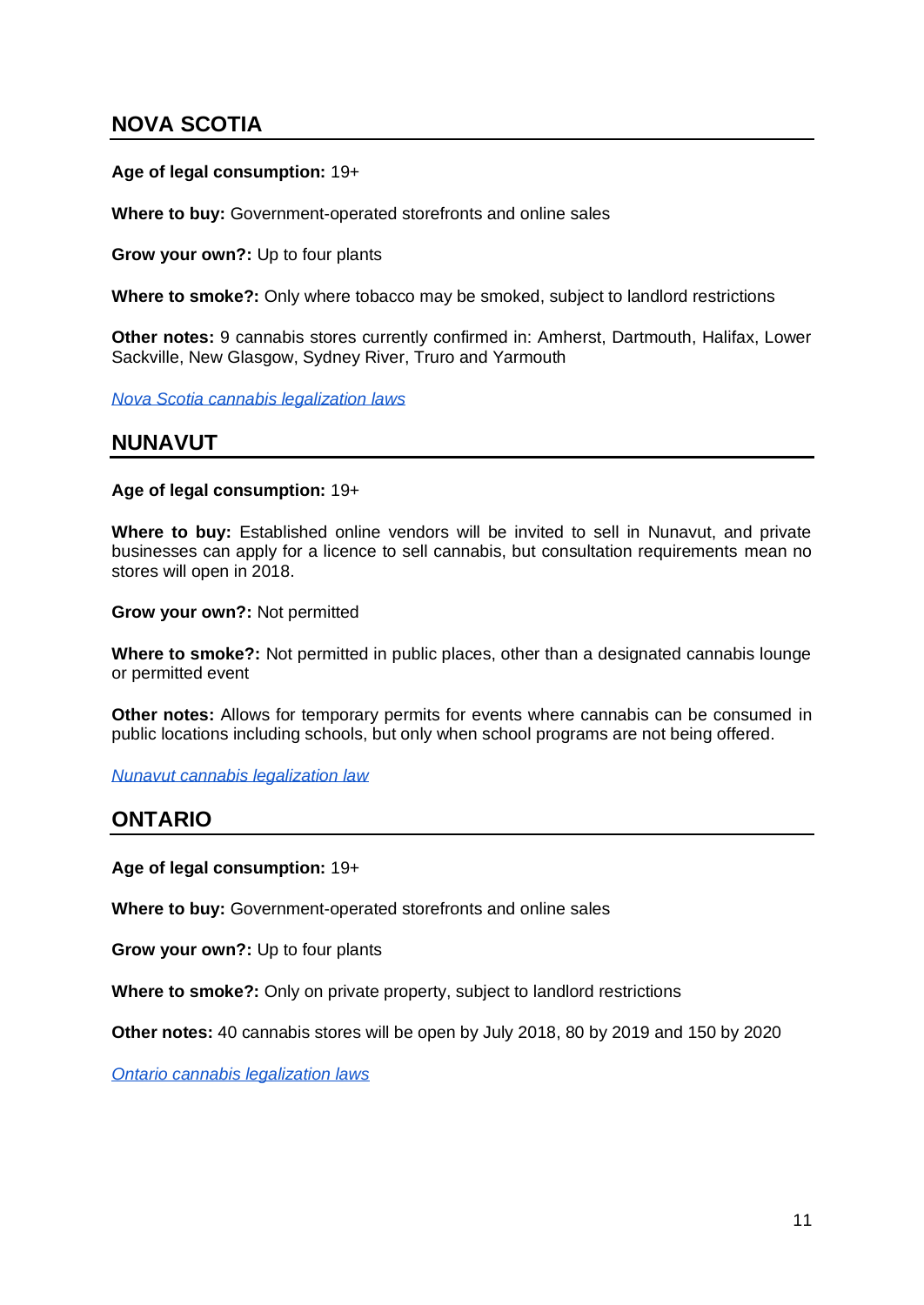## NOVA SCOTIA

**Age of legal consumption:** 19+

**Where to buy:** Government-operated storefronts and online sales

**Grow your own?:** Up to four plants

**Where to smoke?:** Only where tobacco may be smoked, subject to landlord restrictions

**Other notes:** 9 cannabis stores currently confirmed in: Amherst, Dartmouth, Halifax, Lower Sackville, New Glasgow, Sydney River, Truro and Yarmouth

*Nova Scotia cannabis legalization laws*

## NUNAVUT

**Age of legal consumption:** 19+

**Where to buy:** Established online vendors will be invited to sell in Nunavut, and private businesses can apply for a licence to sell cannabis, but consultation requirements mean no stores will open in 2018.

**Grow your own?:** Not permitted

**Where to smoke?:** Not permitted in public places, other than a designated cannabis lounge or permitted event

**Other notes:** Allows for temporary permits for events where cannabis can be consumed in public locations including schools, but only when school programs are not being offered.

*Nunavut cannabis legalization law*

## ONTARIO

**Age of legal consumption:** 19+

**Where to buy:** Government-operated storefronts and online sales

**Grow your own?:** Up to four plants

**Where to smoke?:** Only on private property, subject to landlord restrictions

**Other notes:** 40 cannabis stores will be open by July 2018, 80 by 2019 and 150 by 2020

*Ontario cannabis legalization laws*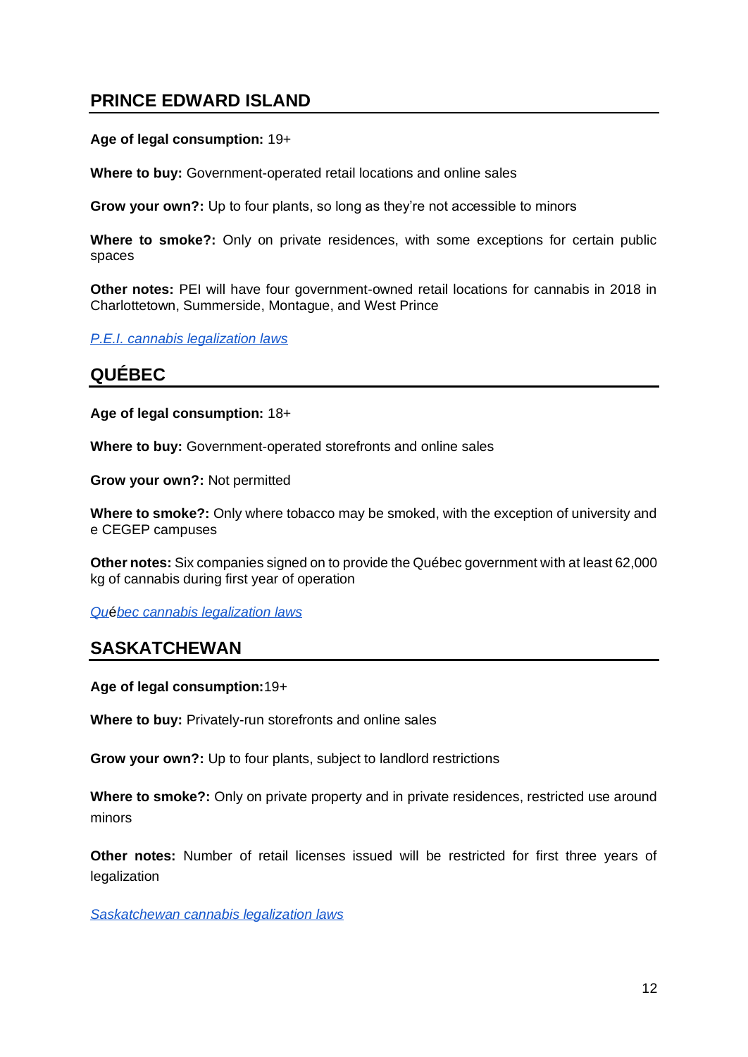## PRINCE EDWARD ISLAND

**Age of legal consumption:** 19+

**Where to buy:** Government-operated retail locations and online sales

**Grow your own?:** Up to four plants, so long as they're not accessible to minors

**Where to smoke?:** Only on private residences, with some exceptions for certain public spaces

**Other notes:** PEI will have four government-owned retail locations for cannabis in 2018 in Charlottetown, Summerside, Montague, and West Prince

*P.E.I. cannabis legalization laws*

## QUÉBEC

**Age of legal consumption:** 18+

**Where to buy:** Government-operated storefronts and online sales

**Grow your own?:** Not permitted

**Where to smoke?:** Only where tobacco may be smoked, with the exception of university and e CEGEP campuses

**Other notes:** Six companies signed on to provide the Québec government with at least 62,000 kg of cannabis during first year of operation

*Québec cannabis legalization laws*

## SASKATCHEWAN

**Age of legal consumption:** 19+

**Where to buy:** Privately-run storefronts and online sales

**Grow your own?:** Up to four plants, subject to landlord restrictions

**Where to smoke?:** Only on private property and in private residences, restricted use around minors

**Other notes:** Number of retail licenses issued will be restricted for first three years of legalization

*Saskatchewan cannabis legalization laws*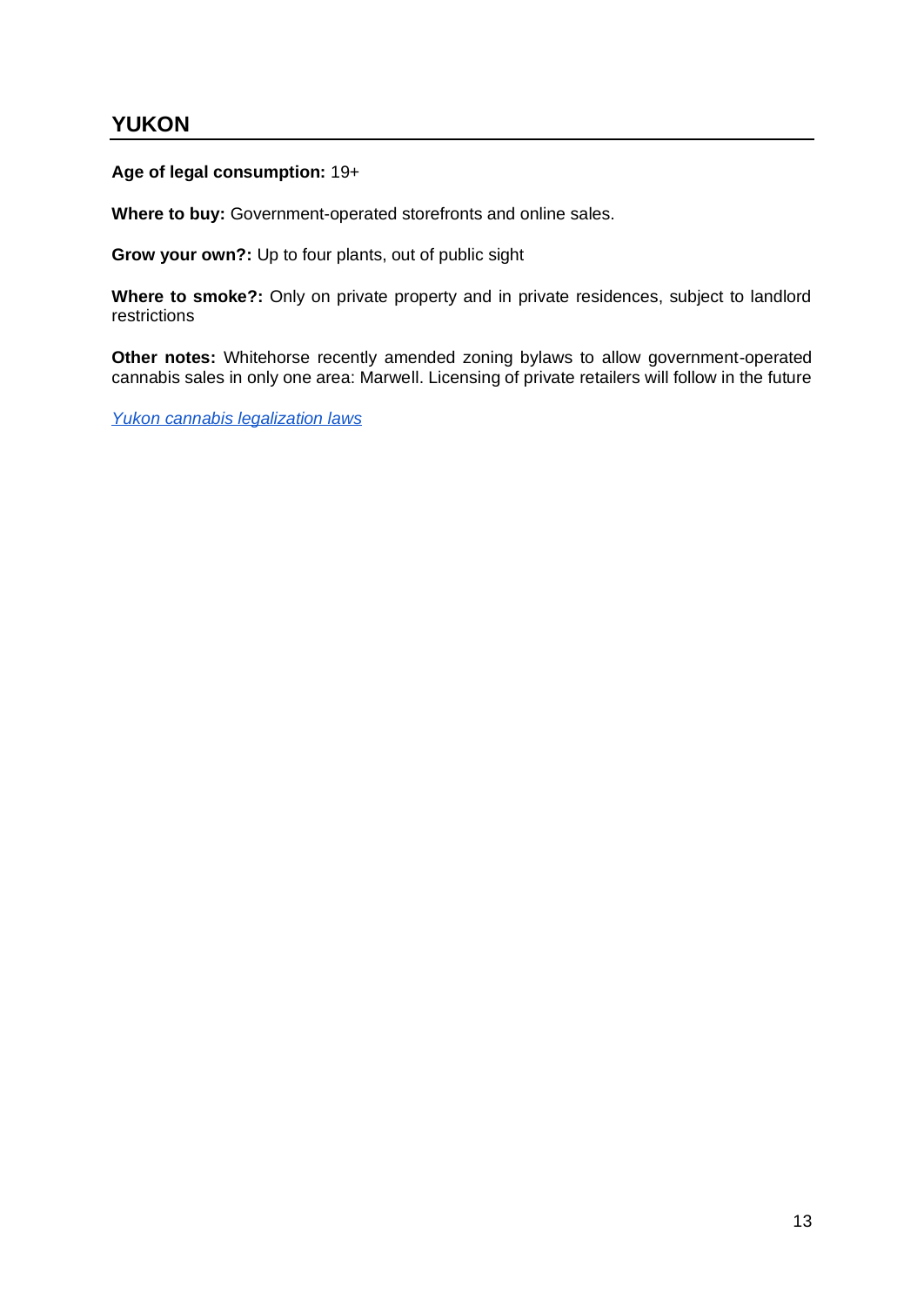## YUKON

**Age of legal consumption:** 19+

**Where to buy:** Government-operated storefronts and online sales.

**Grow your own?:** Up to four plants, out of public sight

**Where to smoke?:** Only on private property and in private residences, subject to landlord restrictions

**Other notes:** Whitehorse recently amended zoning bylaws to allow government-operated cannabis sales in only one area: Marwell. Licensing of private retailers will follow in the future

*Yukon cannabis legalization laws*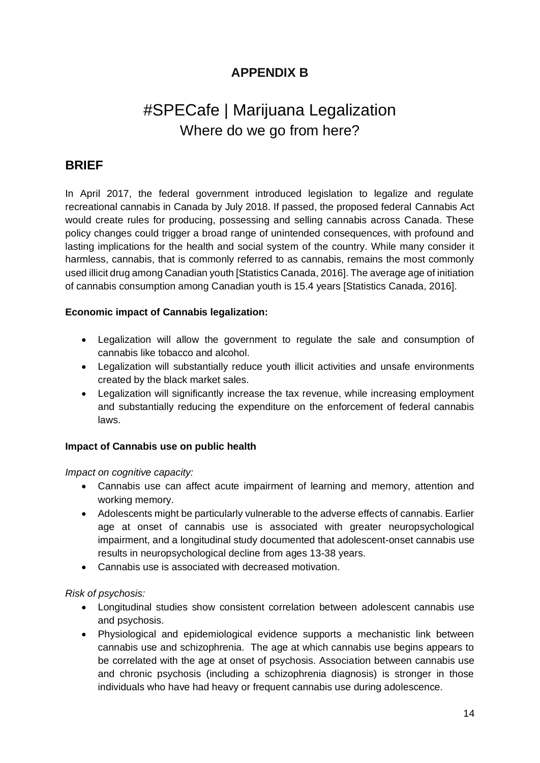# APPENDIX B

# #SPECafe | Marijuana Legalization

Where do we go from here?

## BRIEF

In April 2017, the federal government introduced legislation to legalize and regulate recreational cannabis in Canada by July 2018. If passed, the proposed federal Cannabis Act would create rules for producing, possessing and selling cannabis across Canada. These policy changes could trigger a broad range of unintended consequences, with profound and lasting implications for the health and social system of the country. While many consider it harmless, cannabis, that is commonly referred to as cannabis, remains the most commonly used illicit drug among Canadian youth [Statistics Canada, 2016]. The average age of initiation of cannabis consumption among Canadian youth is 15.4 years [Statistics Canada, 2016].

**Economic impact of Cannabis legalization:**

- Legalization will allow the government to regulate the sale and consumption of cannabis like tobacco and alcohol.
- Legalization will substantially reduce youth illicit activities and unsafe environments created by the black market sales.
- Legalization will significantly increase the tax revenue, while increasing employment and substantially reducing the expenditure on the enforcement of federal cannabis laws.

**Impact of Cannabis use on public health**

*Impact on cognitive capacity:*

- Cannabis use can affect acute impairment of learning and memory, attention and working memory.
- Adolescents might be particularly vulnerable to the adverse effects of cannabis. Earlier age at onset of cannabis use is associated with greater neuropsychological impairment, and a longitudinal study documented that adolescent-onset cannabis use results in neuropsychological decline from ages 13-38 years.
- Cannabis use is associated with decreased motivation.

*Risk of psychosis:*

- Longitudinal studies show consistent correlation between adolescent cannabis use and psychosis.
- Physiological and epidemiological evidence supports a mechanistic link between cannabis use and schizophrenia. The age at which cannabis use begins appears to be correlated with the age at onset of psychosis. Association between cannabis use and chronic psychosis (including a schizophrenia diagnosis) is stronger in those individuals who have had heavy or frequent cannabis use during adolescence.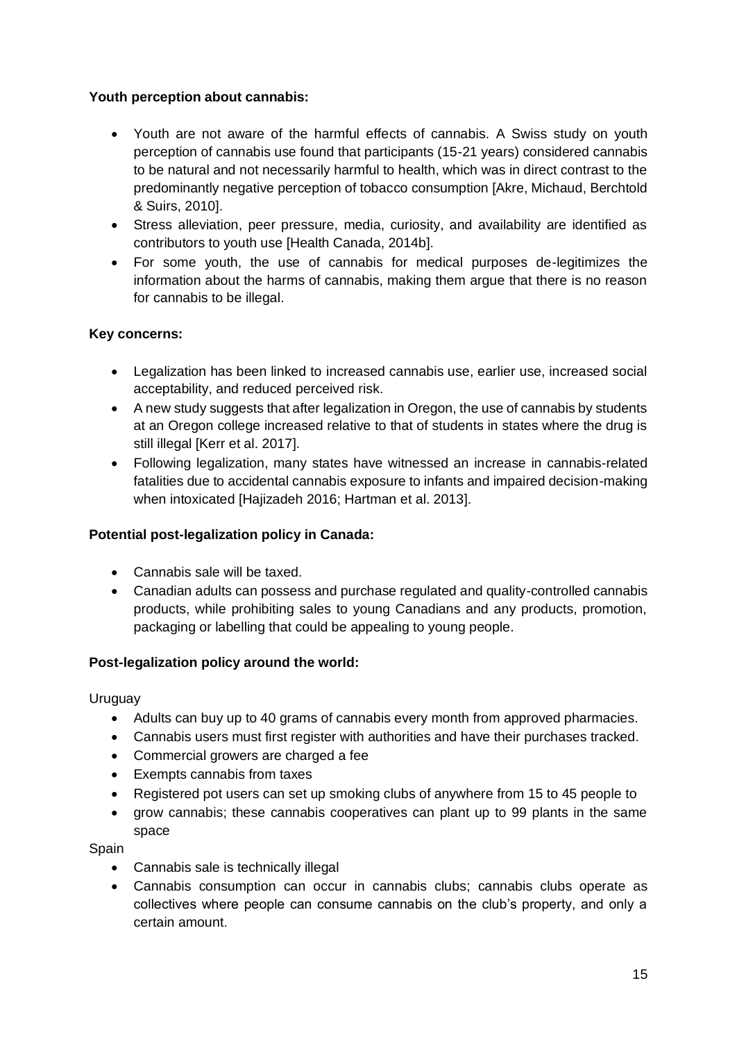**Youth perception about cannabis:**

- Youth are not aware of the harmful effects of cannabis. A Swiss study on youth perception of cannabis use found that participants (15-21 years) considered cannabis to be natural and not necessarily harmful to health, which was in direct contrast to the predominantly negative perception of tobacco consumption [Akre, Michaud, Berchtold & Suirs, 2010].
- Stress alleviation, peer pressure, media, curiosity, and availability are identified as contributors to youth use [Health Canada, 2014b].
- For some youth, the use of cannabis for medical purposes de-legitimizes the information about the harms of cannabis, making them argue that there is no reason for cannabis to be illegal.

**Key concerns:**

- Legalization has been linked to increased cannabis use, earlier use, increased social acceptability, and reduced perceived risk.
- A new study suggests that after legalization in Oregon, the use of cannabis by students at an Oregon college increased relative to that of students in states where the drug is still illegal [Kerr et al. 2017].
- Following legalization, many states have witnessed an increase in cannabis-related fatalities due to accidental cannabis exposure to infants and impaired decision-making when intoxicated [Hajizadeh 2016; Hartman et al. 2013].

**Potential post-legalization policy in Canada:**

- Cannabis sale will be taxed.
- Canadian adults can possess and purchase regulated and quality-controlled cannabis products, while prohibiting sales to young Canadians and any products, promotion, packaging or labelling that could be appealing to young people.

**Post-legalization policy around the world:**

Uruguay

- Adults can buy up to 40 grams of cannabis every month from approved pharmacies.
- Cannabis users must first register with authorities and have their purchases tracked.
- Commercial growers are charged a fee
- Exempts cannabis from taxes
- Registered pot users can set up smoking clubs of anywhere from 15 to 45 people to
- grow cannabis; these cannabis cooperatives can plant up to 99 plants in the same space

Spain

- Cannabis sale is technically illegal
- Cannabis consumption can occur in cannabis clubs; cannabis clubs operate as collectives where people can consume cannabis on the club's property, and only a certain amount.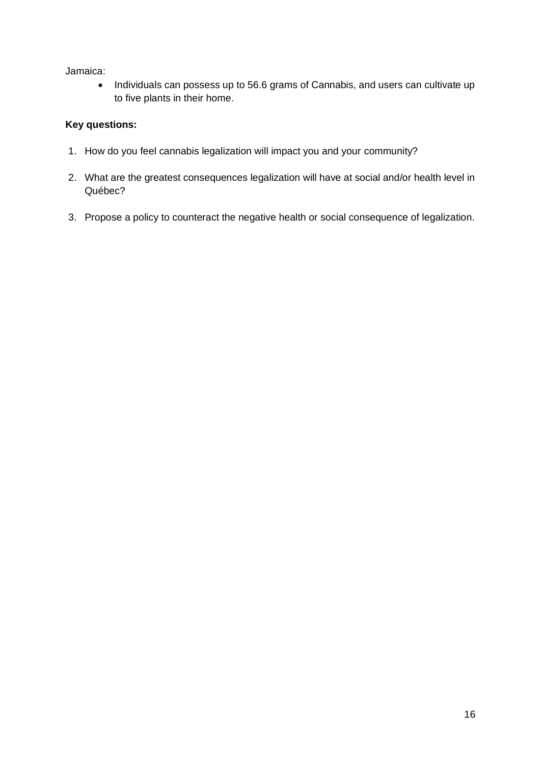Jamaica:

- Individuals can possess up to 56.6 grams of Cannabis, and users can cultivate up to five plants in their home.

**Key questions:**

1. How do you feel cannabis legalization will impact you and your community?

2. What are the greatest consequences legalization will have at social and/or health level in Québec?

3. Propose a policy to counteract the negative health or social consequence of legalization.